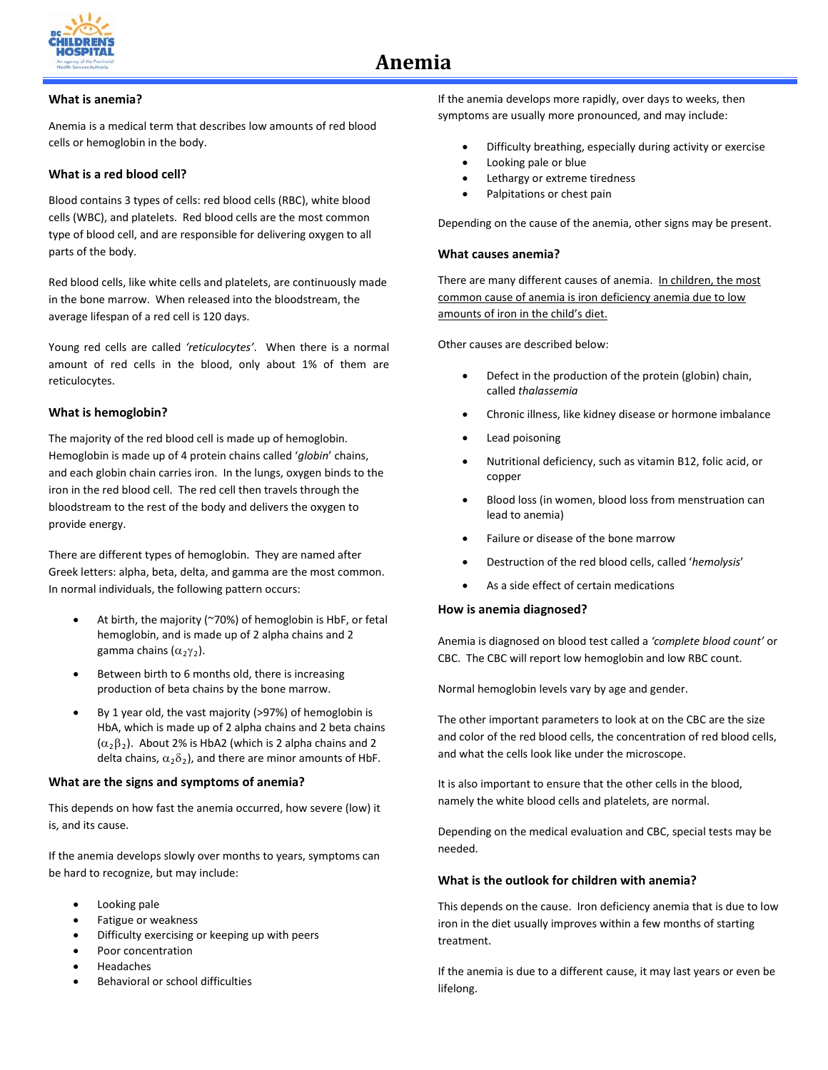# Anemia

## What is anemia?

Anemia is a medical term that describes low amounts of red blood cells or hemoglobin in the body.

## What is a red blood cell?

Blood contains 3 types of cells: red blood cells (RBC), white blood cells (WBC), and platelets. Red blood cells are the most common type of blood cell, and are responsible for delivering oxygen to all parts of the body.

Red blood cells, like white cells and platelets, are continuously made in the bone marrow. When released into the bloodstream, the average lifespan of a red cell is 120 days.

Young red cells are called *'reticulocytes'*. When there is a normal amount of red cells in the blood, only about 1% of them are reticulocytes.

## What is hemoglobin?

The majority of the red blood cell is made up of hemoglobin. Hemoglobin is made up of 4 protein chains called '*globin*' chains, and each globin chain carries iron. In the lungs, oxygen binds to the iron in the red blood cell. The red cell then travels through the bloodstream to the rest of the body and delivers the oxygen to provide energy.

There are different types of hemoglobin. They are named after Greek letters: alpha, beta, delta, and gamma are the most common. In normal individuals, the following pattern occurs:

- At birth, the majority (~70%) of hemoglobin is HbF, or fetal hemoglobin, and is made up of 2 alpha chains and 2 gamma chains ($\alpha_2\gamma_2$).
- Between birth to 6 months old, there is increasing production of beta chains by the bone marrow.
- By 1 year old, the vast majority (>97%) of hemoglobin is HbA, which is made up of 2 alpha chains and 2 beta chains ($\alpha_2\beta_2$). About 2% is HbA2 (which is 2 alpha chains and 2 delta chains, $\alpha_2\delta_2$), and there are minor amounts of HbF.

## What are the signs and symptoms of anemia?

This depends on how fast the anemia occurred, how severe (low) it is, and its cause.

If the anemia develops slowly over months to years, symptoms can be hard to recognize, but may include:

- Looking pale
- Fatigue or weakness
- Difficulty exercising or keeping up with peers
- Poor concentration
- Headaches
- Behavioral or school difficulties

If the anemia develops more rapidly, over days to weeks, then symptoms are usually more pronounced, and may include:

- Difficulty breathing, especially during activity or exercise
- Looking pale or blue
- Lethargy or extreme tiredness
- Palpitations or chest pain

Depending on the cause of the anemia, other signs may be present.

## What causes anemia?

There are many different causes of anemia. <u>In children, the most common cause of anemia is iron deficiency anemia due to low amounts of iron in the child's diet.</u>

Other causes are described below:

- Defect in the production of the protein (globin) chain, called *thalassemia*
- Chronic illness, like kidney disease or hormone imbalance
- Lead poisoning
- Nutritional deficiency, such as vitamin B12, folic acid, or copper
- Blood loss (in women, blood loss from menstruation can lead to anemia)
- Failure or disease of the bone marrow
- Destruction of the red blood cells, called '*hemolysis*'
- As a side effect of certain medications

## How is anemia diagnosed?

Anemia is diagnosed on blood test called a *'complete blood count'* or CBC. The CBC will report low hemoglobin and low RBC count.

Normal hemoglobin levels vary by age and gender.

The other important parameters to look at on the CBC are the size and color of the red blood cells, the concentration of red blood cells, and what the cells look like under the microscope.

It is also important to ensure that the other cells in the blood, namely the white blood cells and platelets, are normal.

Depending on the medical evaluation and CBC, special tests may be needed.

## What is the outlook for children with anemia?

This depends on the cause. Iron deficiency anemia that is due to low iron in the diet usually improves within a few months of starting treatment.

If the anemia is due to a different cause, it may last years or even be lifelong.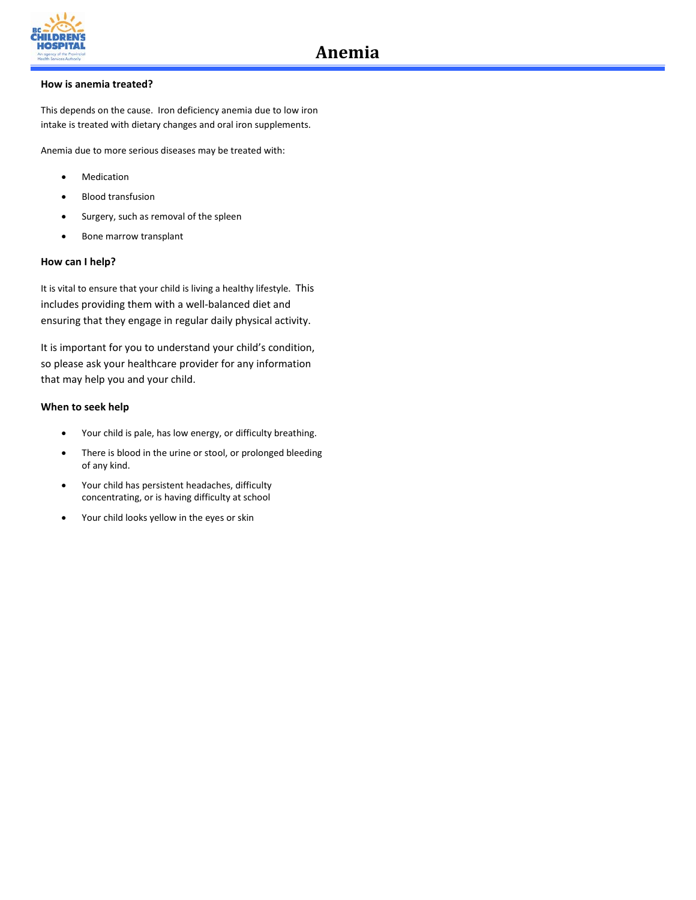## How is anemia treated?

This depends on the cause. Iron deficiency anemia due to low iron intake is treated with dietary changes and oral iron supplements.

Anemia due to more serious diseases may be treated with:

- Medication
- Blood transfusion
- Surgery, such as removal of the spleen
- Bone marrow transplant

## How can I help?

It is vital to ensure that your child is living a healthy lifestyle. This includes providing them with a well-balanced diet and ensuring that they engage in regular daily physical activity.

It is important for you to understand your child's condition, so please ask your healthcare provider for any information that may help you and your child.

## When to seek help

- Your child is pale, has low energy, or difficulty breathing.
- There is blood in the urine or stool, or prolonged bleeding of any kind.
- Your child has persistent headaches, difficulty concentrating, or is having difficulty at school
- Your child looks yellow in the eyes or skin